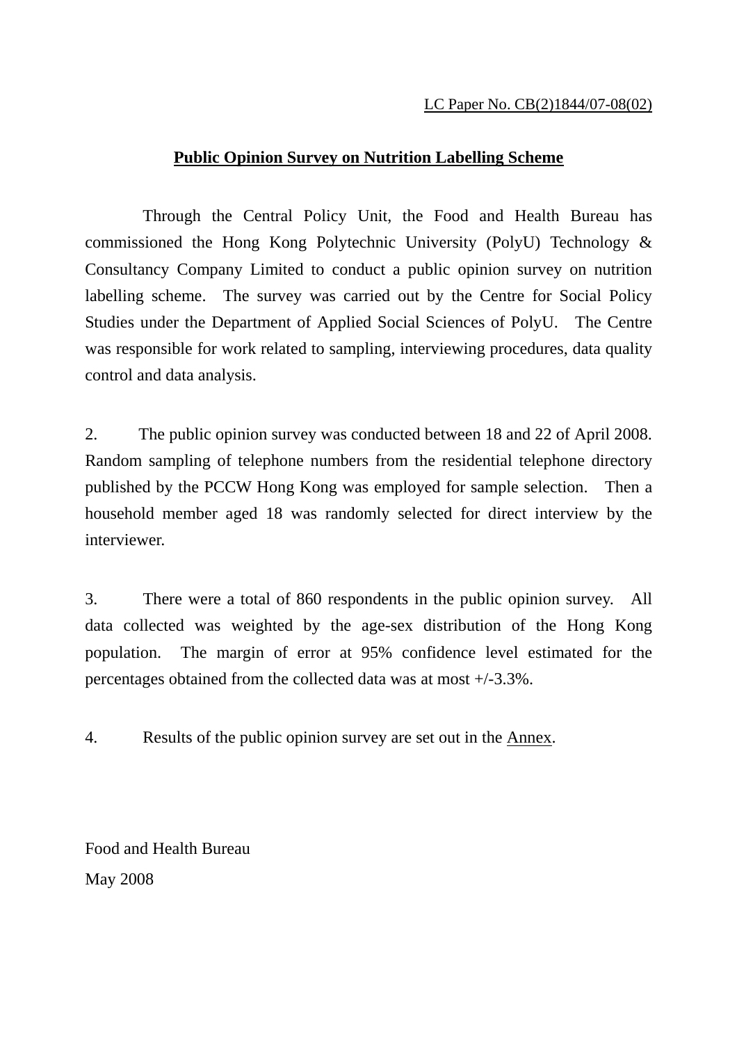LC Paper No. CB(2)1844/07-08(02)

## Public Opinion Survey on Nutrition Labelling Scheme

Through the Central Policy Unit, the Food and Health Bureau has commissioned the Hong Kong Polytechnic University (PolyU) Technology & Consultancy Company Limited to conduct a public opinion survey on nutrition labelling scheme. The survey was carried out by the Centre for Social Policy Studies under the Department of Applied Social Sciences of PolyU. The Centre was responsible for work related to sampling, interviewing procedures, data quality control and data analysis.

2. The public opinion survey was conducted between 18 and 22 of April 2008. Random sampling of telephone numbers from the residential telephone directory published by the PCCW Hong Kong was employed for sample selection. Then a household member aged 18 was randomly selected for direct interview by the interviewer.

3. There were a total of 860 respondents in the public opinion survey. All data collected was weighted by the age-sex distribution of the Hong Kong population. The margin of error at 95% confidence level estimated for the percentages obtained from the collected data was at most +/-3.3%.

4. Results of the public opinion survey are set out in the Annex.

Food and Health Bureau
May 2008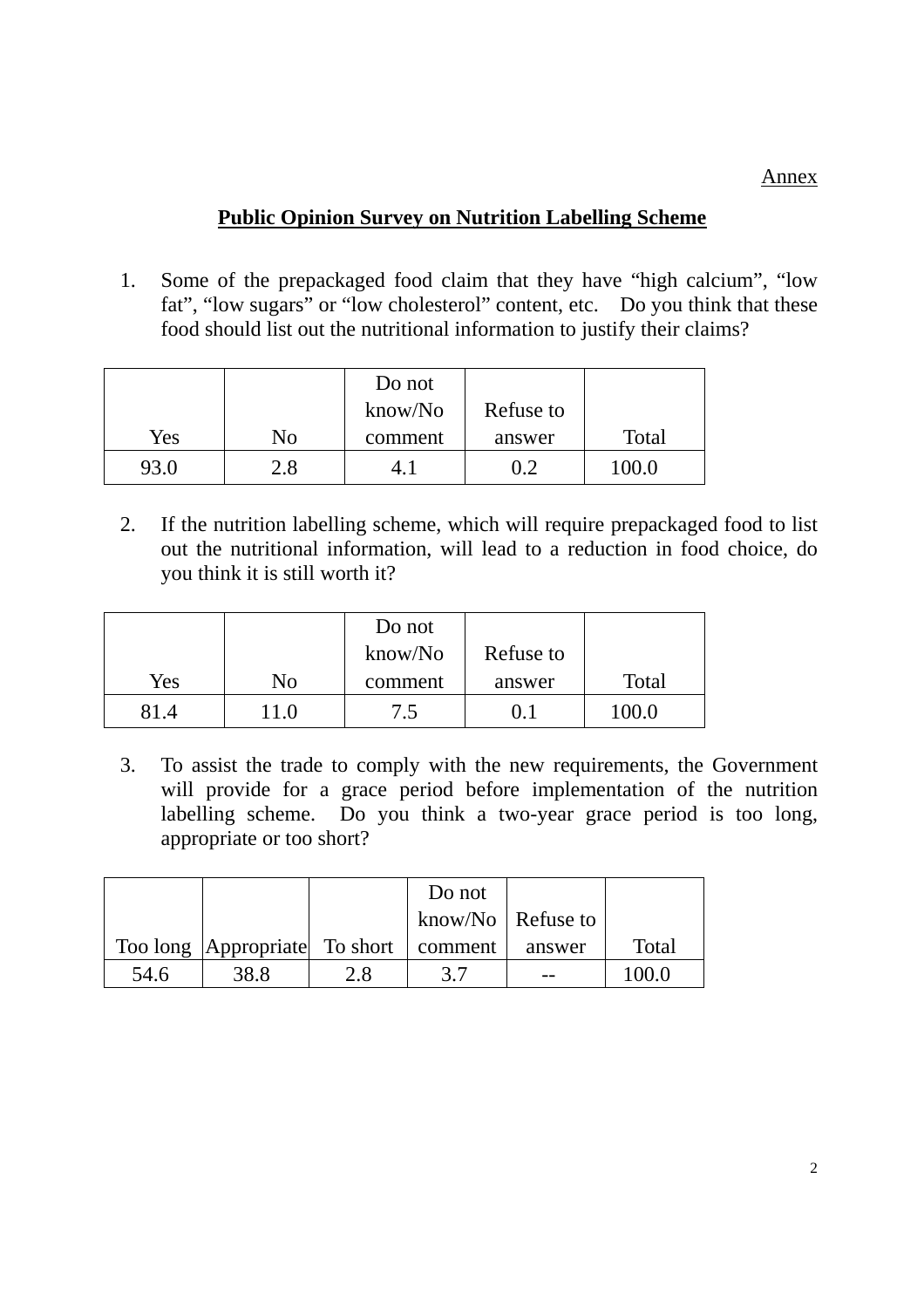Annex

## Public Opinion Survey on Nutrition Labelling Scheme

1. Some of the prepackaged food claim that they have “high calcium”, “low fat”, “low sugars” or “low cholesterol” content, etc. Do you think that these food should list out the nutritional information to justify their claims?

| Yes | No | Do not know/No comment | Refuse to answer | Total |
|---|---|---|---|---|
| 93.0 | 2.8 | 4.1 | 0.2 | 100.0 |

2. If the nutrition labelling scheme, which will require prepackaged food to list out the nutritional information, will lead to a reduction in food choice, do you think it is still worth it?

| Yes | No | Do not know/No comment | Refuse to answer | Total |
|---|---|---|---|---|
| 81.4 | 11.0 | 7.5 | 0.1 | 100.0 |

3. To assist the trade to comply with the new requirements, the Government will provide for a grace period before implementation of the nutrition labelling scheme. Do you think a two-year grace period is too long, appropriate or too short?

| Too long | Appropriate | To short | Do not know/No comment | Refuse to answer | Total |
|---|---|---|---|---|---|
| 54.6 | 38.8 | 2.8 | 3.7 | -- | 100.0 |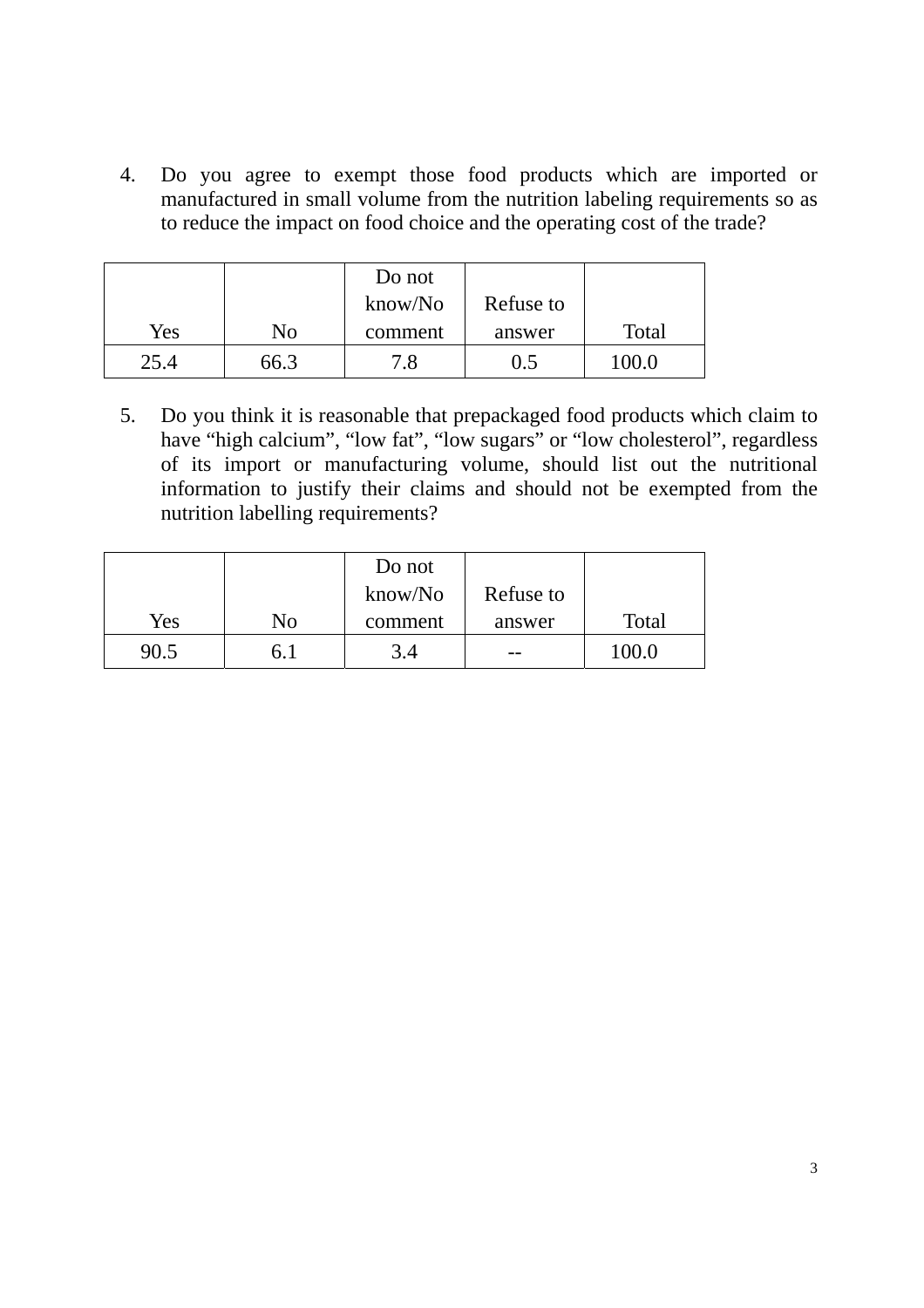4. Do you agree to exempt those food products which are imported or manufactured in small volume from the nutrition labeling requirements so as to reduce the impact on food choice and the operating cost of the trade?

| Yes | No | Do not know/No comment | Refuse to answer | Total |
|---|---|---|---|---|
| 25.4 | 66.3 | 7.8 | 0.5 | 100.0 |

5. Do you think it is reasonable that prepackaged food products which claim to have “high calcium”, “low fat”, “low sugars” or “low cholesterol”, regardless of its import or manufacturing volume, should list out the nutritional information to justify their claims and should not be exempted from the nutrition labelling requirements?

| Yes | No | Do not know/No comment | Refuse to answer | Total |
|---|---|---|---|---|
| 90.5 | 6.1 | 3.4 | -- | 100.0 |